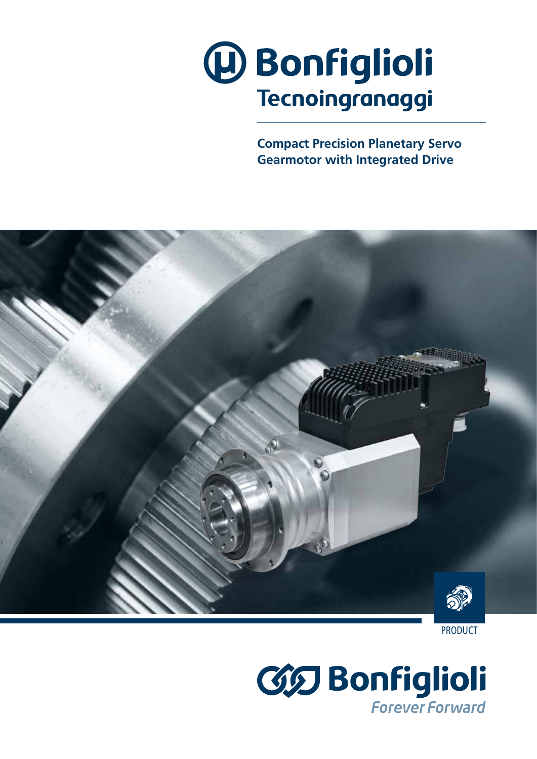# Bonfiglioli Tecnoingranaggi

**Compact Precision Planetary Servo Gearmotor with Integrated Drive**

PRODUCT

Bonfiglioli

*Forever Forward*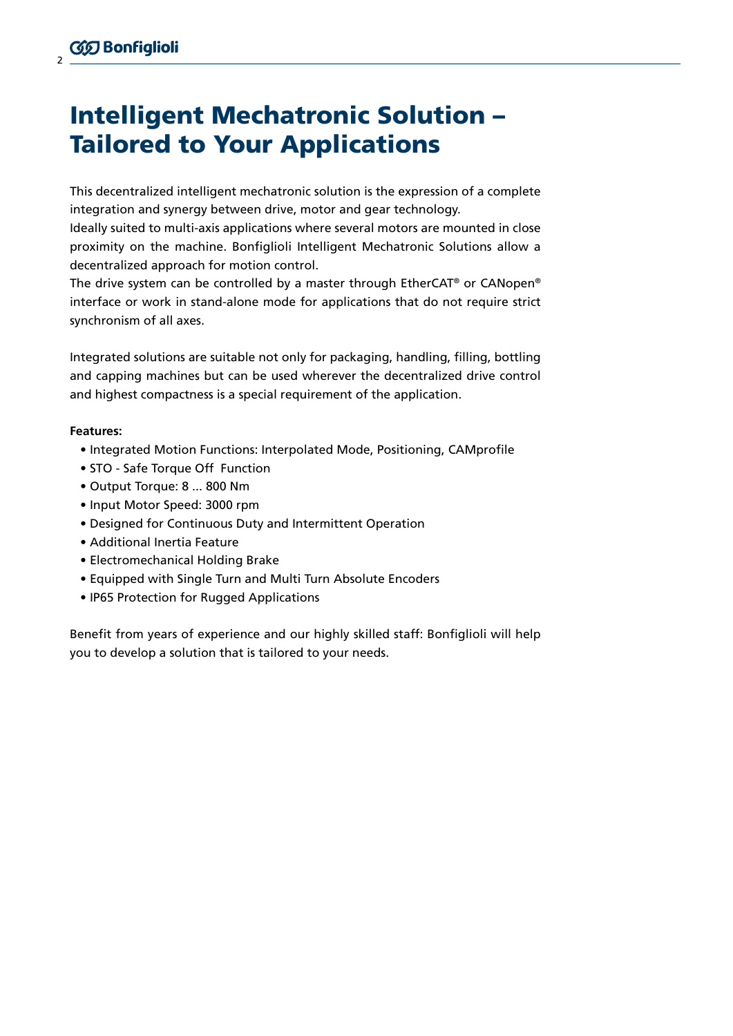# Intelligent Mechatronic Solution – Tailored to Your Applications

This decentralized intelligent mechatronic solution is the expression of a complete integration and synergy between drive, motor and gear technology.
Ideally suited to multi-axis applications where several motors are mounted in close proximity on the machine. Bonfiglioli Intelligent Mechatronic Solutions allow a decentralized approach for motion control.
The drive system can be controlled by a master through EtherCAT® or CANopen® interface or work in stand-alone mode for applications that do not require strict synchronism of all axes.

Integrated solutions are suitable not only for packaging, handling, filling, bottling and capping machines but can be used wherever the decentralized drive control and highest compactness is a special requirement of the application.

**Features:**

- Integrated Motion Functions: Interpolated Mode, Positioning, CAMprofile
- STO - Safe Torque Off Function
- Output Torque: 8 ... 800 Nm
- Input Motor Speed: 3000 rpm
- Designed for Continuous Duty and Intermittent Operation
- Additional Inertia Feature
- Electromechanical Holding Brake
- Equipped with Single Turn and Multi Turn Absolute Encoders
- IP65 Protection for Rugged Applications

Benefit from years of experience and our highly skilled staff: Bonfiglioli will help you to develop a solution that is tailored to your needs.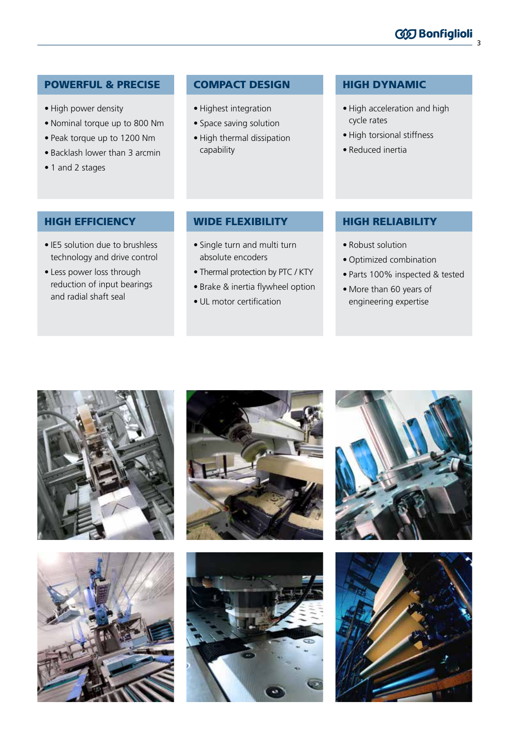## POWERFUL & PRECISE

- High power density
- Nominal torque up to 800 Nm
- Peak torque up to 1200 Nm
- Backlash lower than 3 arcmin
- 1 and 2 stages

## COMPACT DESIGN

- Highest integration
- Space saving solution
- High thermal dissipation capability

## HIGH DYNAMIC

- High acceleration and high cycle rates
- High torsional stiffness
- Reduced inertia

## HIGH EFFICIENCY

- IE5 solution due to brushless technology and drive control
- Less power loss through reduction of input bearings and radial shaft seal

## WIDE FLEXIBILITY

- Single turn and multi turn absolute encoders
- Thermal protection by PTC / KTY
- Brake & inertia flywheel option
- UL motor certification

## HIGH RELIABILITY

- Robust solution
- Optimized combination
- Parts 100% inspected & tested
- More than 60 years of engineering expertise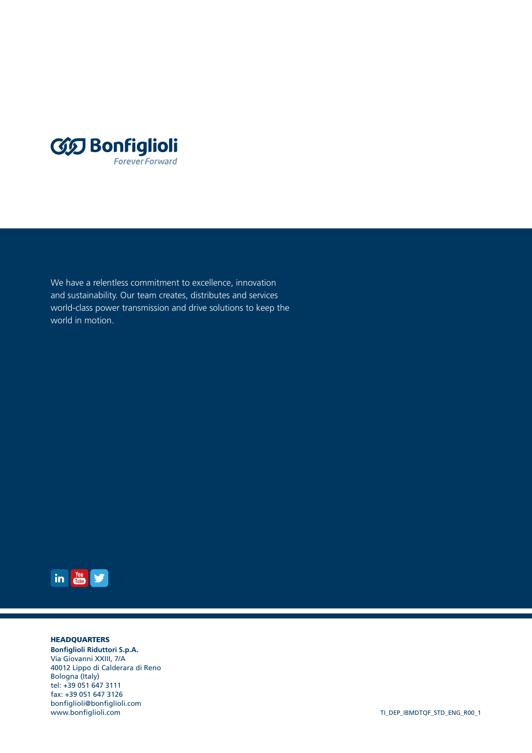Bonfiglioli

*Forever Forward*

We have a relentless commitment to excellence, innovation and sustainability. Our team creates, distributes and services world-class power transmission and drive solutions to keep the world in motion.

**HEADQUARTERS**

**Bonfiglioli Riduttori S.p.A.**
Via Giovanni XXIII, 7/A
40012 Lippo di Calderara di Reno
Bologna (Italy)
tel: +39 051 647 3111
fax: +39 051 647 3126
bonfiglioli@bonfiglioli.com
www.bonfiglioli.com

TI_DEP_IBMDTQF_STD_ENG_R00_1